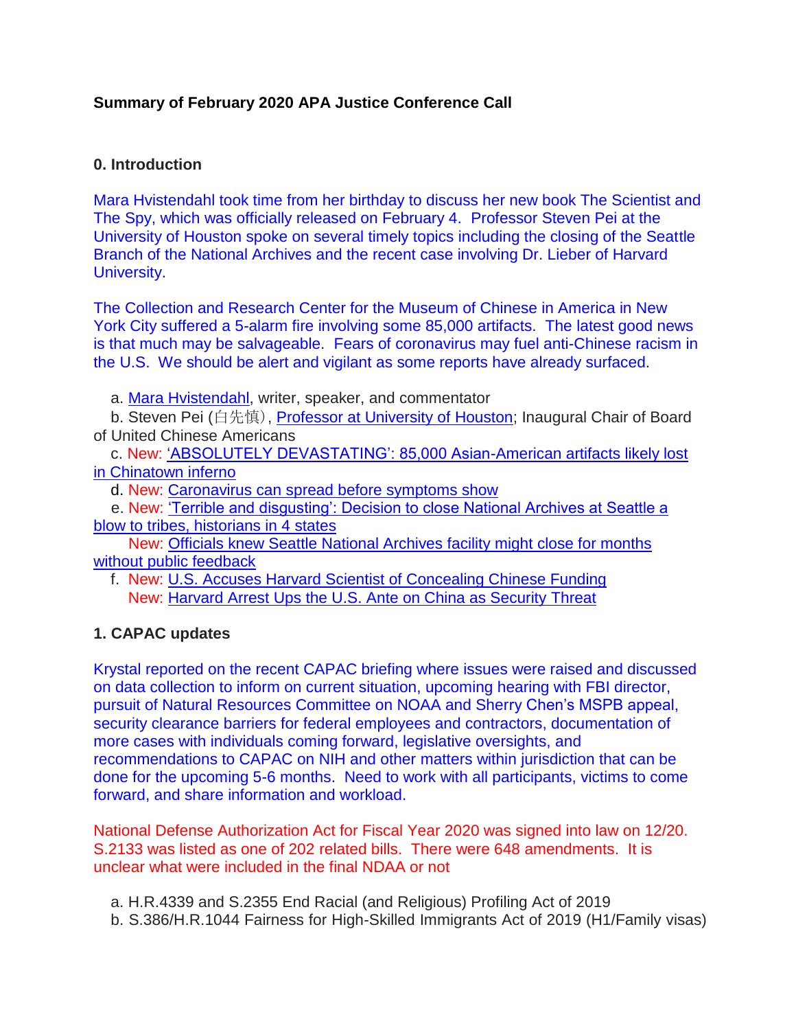**Summary of February 2020 APA Justice Conference Call**

**0. Introduction**

Mara Hvistendahl took time from her birthday to discuss her new book The Scientist and The Spy, which was officially released on February 4. Professor Steven Pei at the University of Houston spoke on several timely topics including the closing of the Seattle Branch of the National Archives and the recent case involving Dr. Lieber of Harvard University.

The Collection and Research Center for the Museum of Chinese in America in New York City suffered a 5-alarm fire involving some 85,000 artifacts. The latest good news is that much may be salvageable. Fears of coronavirus may fuel anti-Chinese racism in the U.S. We should be alert and vigilant as some reports have already surfaced.

a. Mara Hvistendahl, writer, speaker, and commentator
b. Steven Pei (白先慎), Professor at University of Houston; Inaugural Chair of Board of United Chinese Americans
c. New: 'ABSOLUTELY DEVASTATING': 85,000 Asian-American artifacts likely lost in Chinatown inferno
d. New: Caronavirus can spread before symptoms show
e. New: 'Terrible and disgusting': Decision to close National Archives at Seattle a blow to tribes, historians in 4 states
New: Officials knew Seattle National Archives facility might close for months without public feedback
f. New: U.S. Accuses Harvard Scientist of Concealing Chinese Funding
New: Harvard Arrest Ups the U.S. Ante on China as Security Threat

**1. CAPAC updates**

Krystal reported on the recent CAPAC briefing where issues were raised and discussed on data collection to inform on current situation, upcoming hearing with FBI director, pursuit of Natural Resources Committee on NOAA and Sherry Chen's MSPB appeal, security clearance barriers for federal employees and contractors, documentation of more cases with individuals coming forward, legislative oversights, and recommendations to CAPAC on NIH and other matters within jurisdiction that can be done for the upcoming 5-6 months. Need to work with all participants, victims to come forward, and share information and workload.

National Defense Authorization Act for Fiscal Year 2020 was signed into law on 12/20. S.2133 was listed as one of 202 related bills. There were 648 amendments. It is unclear what were included in the final NDAA or not

a. H.R.4339 and S.2355 End Racial (and Religious) Profiling Act of 2019
b. S.386/H.R.1044 Fairness for High-Skilled Immigrants Act of 2019 (H1/Family visas)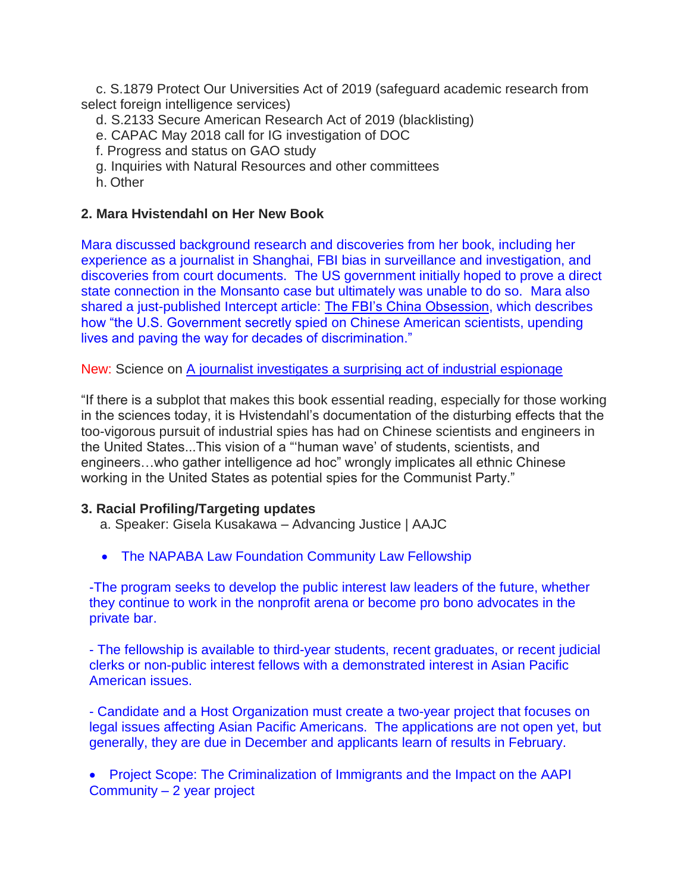c. S.1879 Protect Our Universities Act of 2019 (safeguard academic research from select foreign intelligence services)
d. S.2133 Secure American Research Act of 2019 (blacklisting)
e. CAPAC May 2018 call for IG investigation of DOC
f. Progress and status on GAO study
g. Inquiries with Natural Resources and other committees
h. Other

**2. Mara Hvistendahl on Her New Book**

Mara discussed background research and discoveries from her book, including her experience as a journalist in Shanghai, FBI bias in surveillance and investigation, and discoveries from court documents. The US government initially hoped to prove a direct state connection in the Monsanto case but ultimately was unable to do so. Mara also shared a just-published Intercept article: The FBI's China Obsession, which describes how "the U.S. Government secretly spied on Chinese American scientists, upending lives and paving the way for decades of discrimination."

New: Science on A journalist investigates a surprising act of industrial espionage

"If there is a subplot that makes this book essential reading, especially for those working in the sciences today, it is Hvistendahl's documentation of the disturbing effects that the too-vigorous pursuit of industrial spies has had on Chinese scientists and engineers in the United States...This vision of a "'human wave' of students, scientists, and engineers…who gather intelligence ad hoc" wrongly implicates all ethnic Chinese working in the United States as potential spies for the Communist Party."

**3. Racial Profiling/Targeting updates**

a. Speaker: Gisela Kusakawa – Advancing Justice | AAJC

- The NAPABA Law Foundation Community Law Fellowship

-The program seeks to develop the public interest law leaders of the future, whether they continue to work in the nonprofit arena or become pro bono advocates in the private bar.

- The fellowship is available to third-year students, recent graduates, or recent judicial clerks or non-public interest fellows with a demonstrated interest in Asian Pacific American issues.

- Candidate and a Host Organization must create a two-year project that focuses on legal issues affecting Asian Pacific Americans. The applications are not open yet, but generally, they are due in December and applicants learn of results in February.

- Project Scope: The Criminalization of Immigrants and the Impact on the AAPI Community – 2 year project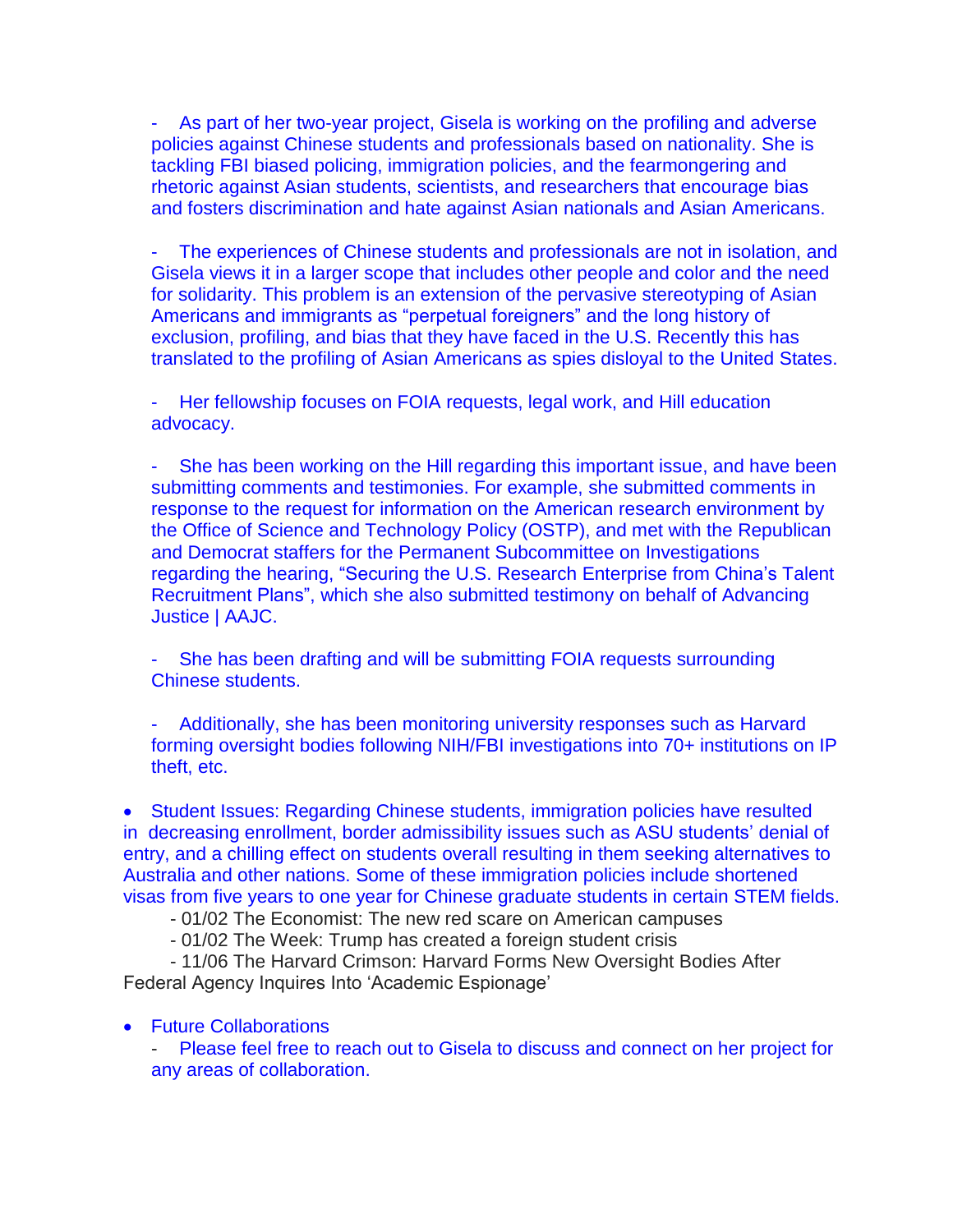- As part of her two-year project, Gisela is working on the profiling and adverse policies against Chinese students and professionals based on nationality. She is tackling FBI biased policing, immigration policies, and the fearmongering and rhetoric against Asian students, scientists, and researchers that encourage bias and fosters discrimination and hate against Asian nationals and Asian Americans.

- The experiences of Chinese students and professionals are not in isolation, and Gisela views it in a larger scope that includes other people and color and the need for solidarity. This problem is an extension of the pervasive stereotyping of Asian Americans and immigrants as "perpetual foreigners" and the long history of exclusion, profiling, and bias that they have faced in the U.S. Recently this has translated to the profiling of Asian Americans as spies disloyal to the United States.

- Her fellowship focuses on FOIA requests, legal work, and Hill education advocacy.

- She has been working on the Hill regarding this important issue, and have been submitting comments and testimonies. For example, she submitted comments in response to the request for information on the American research environment by the Office of Science and Technology Policy (OSTP), and met with the Republican and Democrat staffers for the Permanent Subcommittee on Investigations regarding the hearing, "Securing the U.S. Research Enterprise from China's Talent Recruitment Plans", which she also submitted testimony on behalf of Advancing Justice | AAJC.

- She has been drafting and will be submitting FOIA requests surrounding Chinese students.

- Additionally, she has been monitoring university responses such as Harvard forming oversight bodies following NIH/FBI investigations into 70+ institutions on IP theft, etc.

- Student Issues: Regarding Chinese students, immigration policies have resulted in decreasing enrollment, border admissibility issues such as ASU students' denial of entry, and a chilling effect on students overall resulting in them seeking alternatives to Australia and other nations. Some of these immigration policies include shortened visas from five years to one year for Chinese graduate students in certain STEM fields.
  - 01/02 The Economist: The new red scare on American campuses
  - 01/02 The Week: Trump has created a foreign student crisis
  - 11/06 The Harvard Crimson: Harvard Forms New Oversight Bodies After Federal Agency Inquires Into 'Academic Espionage'

- Future Collaborations
  - Please feel free to reach out to Gisela to discuss and connect on her project for any areas of collaboration.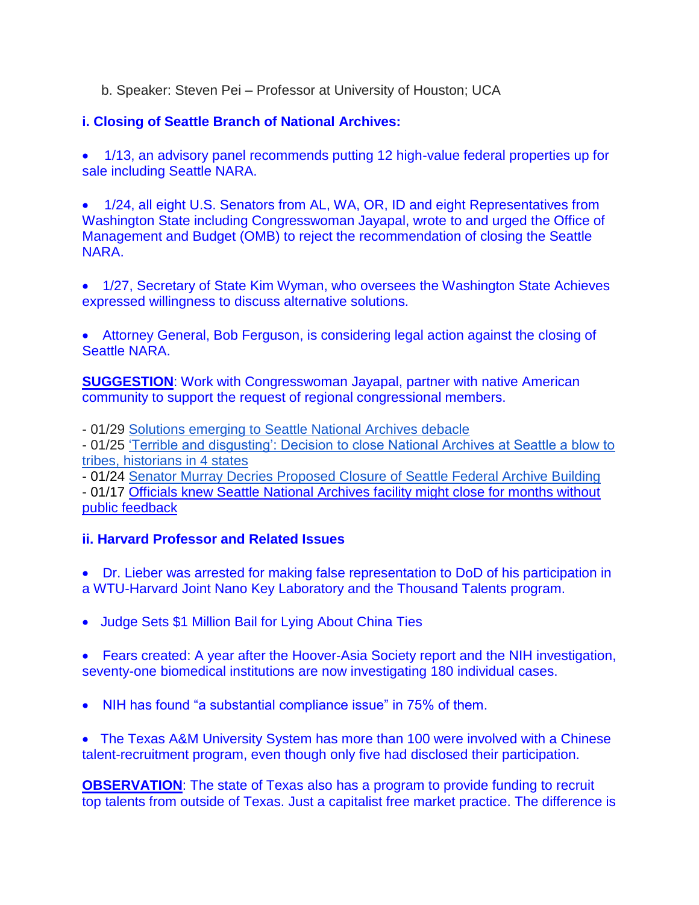b. Speaker: Steven Pei – Professor at University of Houston; UCA

### i. Closing of Seattle Branch of National Archives:

- 1/13, an advisory panel recommends putting 12 high-value federal properties up for sale including Seattle NARA.

- 1/24, all eight U.S. Senators from AL, WA, OR, ID and eight Representatives from Washington State including Congresswoman Jayapal, wrote to and urged the Office of Management and Budget (OMB) to reject the recommendation of closing the Seattle NARA.

- 1/27, Secretary of State Kim Wyman, who oversees the Washington State Achieves expressed willingness to discuss alternative solutions.

- Attorney General, Bob Ferguson, is considering legal action against the closing of Seattle NARA.

**SUGGESTION**: Work with Congresswoman Jayapal, partner with native American community to support the request of regional congressional members.

- 01/29 Solutions emerging to Seattle National Archives debacle
- 01/25 'Terrible and disgusting': Decision to close National Archives at Seattle a blow to tribes, historians in 4 states
- 01/24 Senator Murray Decries Proposed Closure of Seattle Federal Archive Building
- 01/17 Officials knew Seattle National Archives facility might close for months without public feedback

### ii. Harvard Professor and Related Issues

- Dr. Lieber was arrested for making false representation to DoD of his participation in a WTU-Harvard Joint Nano Key Laboratory and the Thousand Talents program.

- Judge Sets $1 Million Bail for Lying About China Ties

- Fears created: A year after the Hoover-Asia Society report and the NIH investigation, seventy-one biomedical institutions are now investigating 180 individual cases.

- NIH has found "a substantial compliance issue" in 75% of them.

- The Texas A&M University System has more than 100 were involved with a Chinese talent-recruitment program, even though only five had disclosed their participation.

**OBSERVATION**: The state of Texas also has a program to provide funding to recruit top talents from outside of Texas. Just a capitalist free market practice. The difference is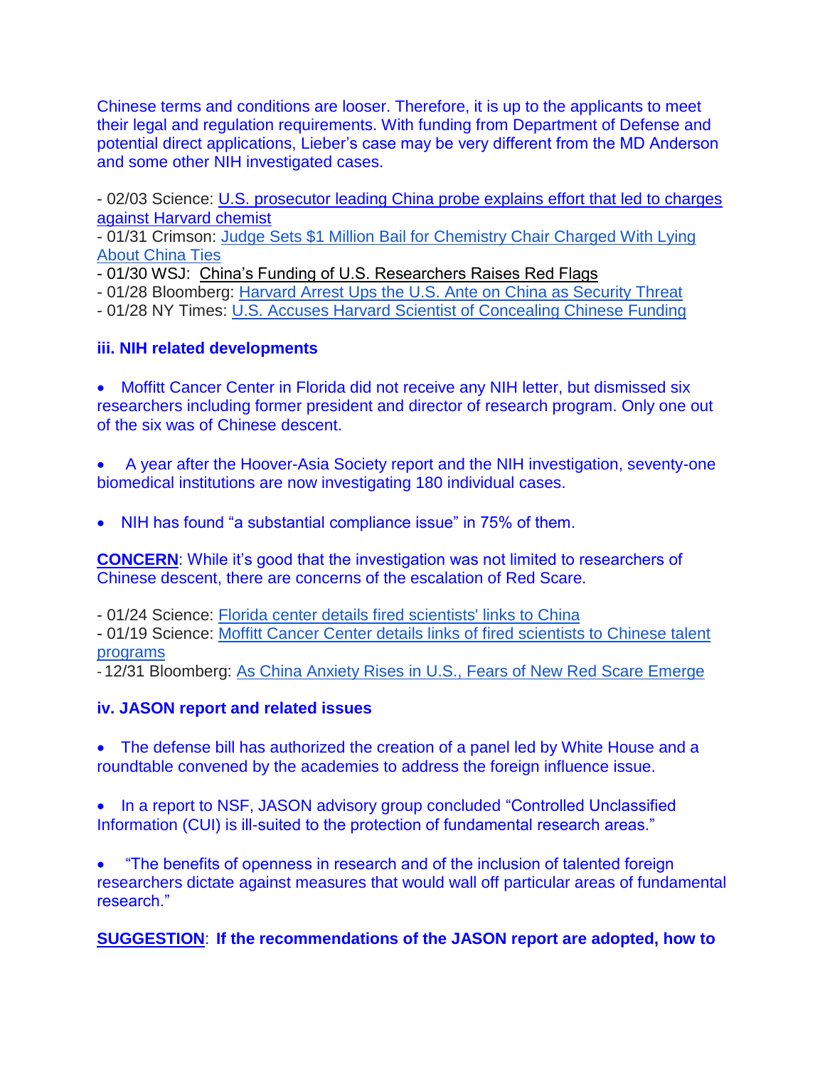Chinese terms and conditions are looser. Therefore, it is up to the applicants to meet their legal and regulation requirements. With funding from Department of Defense and potential direct applications, Lieber's case may be very different from the MD Anderson and some other NIH investigated cases.

- 02/03 Science: [U.S. prosecutor leading China probe explains effort that led to charges against Harvard chemist]()
- 01/31 Crimson: [Judge Sets $1 Million Bail for Chemistry Chair Charged With Lying About China Ties]()
- 01/30 WSJ: China's Funding of U.S. Researchers Raises Red Flags
- 01/28 Bloomberg: [Harvard Arrest Ups the U.S. Ante on China as Security Threat]()
- 01/28 NY Times: [U.S. Accuses Harvard Scientist of Concealing Chinese Funding]()

### iii. NIH related developments

- Moffitt Cancer Center in Florida did not receive any NIH letter, but dismissed six researchers including former president and director of research program. Only one out of the six was of Chinese descent.

- A year after the Hoover-Asia Society report and the NIH investigation, seventy-one biomedical institutions are now investigating 180 individual cases.

- NIH has found "a substantial compliance issue" in 75% of them.

**CONCERN**: While it's good that the investigation was not limited to researchers of Chinese descent, there are concerns of the escalation of Red Scare.

- 01/24 Science: [Florida center details fired scientists' links to China]()
- 01/19 Science: [Moffitt Cancer Center details links of fired scientists to Chinese talent programs]()
- 12/31 Bloomberg: [As China Anxiety Rises in U.S., Fears of New Red Scare Emerge]()

### iv. JASON report and related issues

- The defense bill has authorized the creation of a panel led by White House and a roundtable convened by the academies to address the foreign influence issue.

- In a report to NSF, JASON advisory group concluded "Controlled Unclassified Information (CUI) is ill-suited to the protection of fundamental research areas."

- "The benefits of openness in research and of the inclusion of talented foreign researchers dictate against measures that would wall off particular areas of fundamental research."

**SUGGESTION**: **If the recommendations of the JASON report are adopted, how to**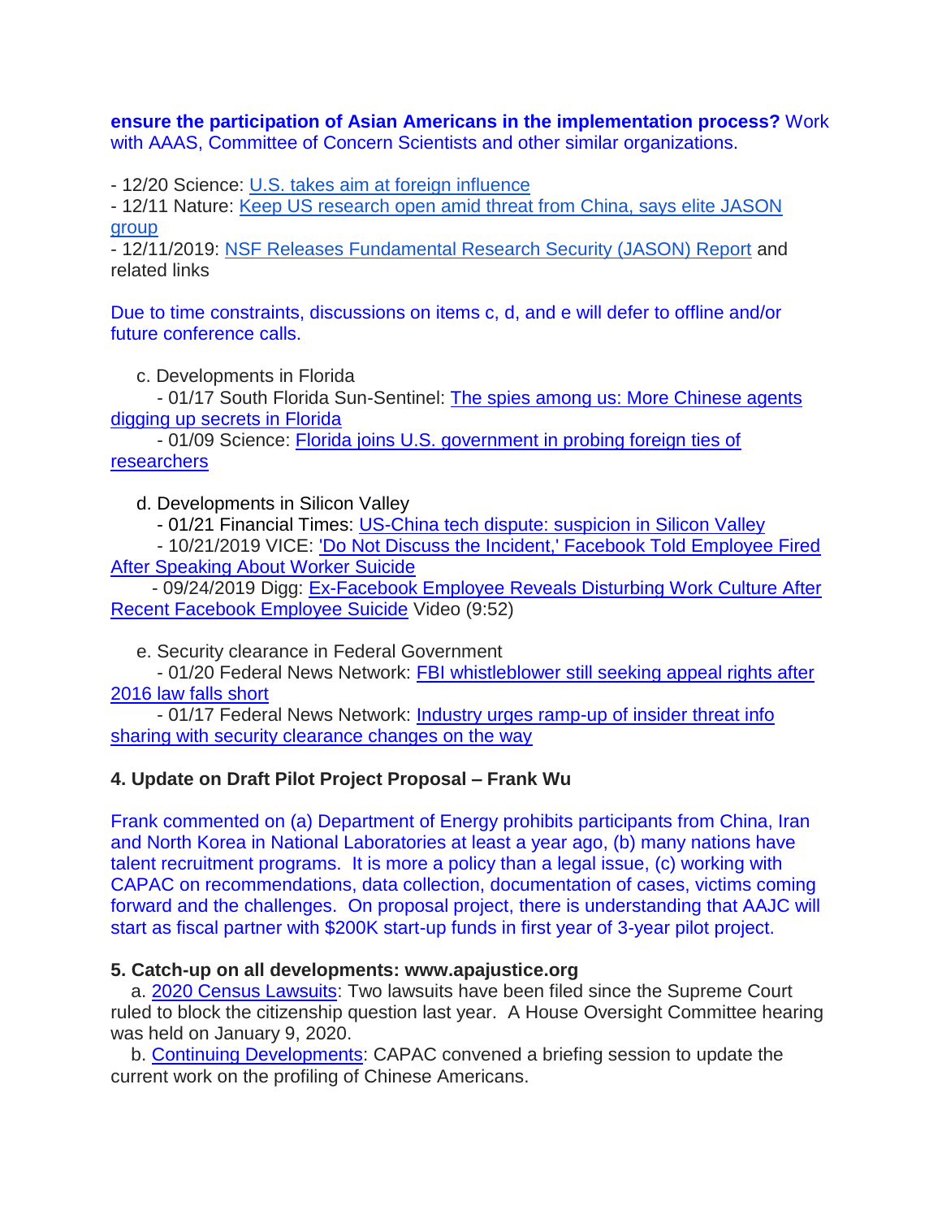**ensure the participation of Asian Americans in the implementation process?** Work with AAAS, Committee of Concern Scientists and other similar organizations.

- 12/20 Science: U.S. takes aim at foreign influence
- 12/11 Nature: Keep US research open amid threat from China, says elite JASON group
- 12/11/2019: NSF Releases Fundamental Research Security (JASON) Report and related links

Due to time constraints, discussions on items c, d, and e will defer to offline and/or future conference calls.

c. Developments in Florida
   - 01/17 South Florida Sun-Sentinel: The spies among us: More Chinese agents digging up secrets in Florida
   - 01/09 Science: Florida joins U.S. government in probing foreign ties of researchers

d. Developments in Silicon Valley
   - 01/21 Financial Times: US-China tech dispute: suspicion in Silicon Valley
   - 10/21/2019 VICE: 'Do Not Discuss the Incident,' Facebook Told Employee Fired After Speaking About Worker Suicide
   - 09/24/2019 Digg: Ex-Facebook Employee Reveals Disturbing Work Culture After Recent Facebook Employee Suicide Video (9:52)

e. Security clearance in Federal Government
   - 01/20 Federal News Network: FBI whistleblower still seeking appeal rights after 2016 law falls short
   - 01/17 Federal News Network: Industry urges ramp-up of insider threat info sharing with security clearance changes on the way

**4. Update on Draft Pilot Project Proposal – Frank Wu**

Frank commented on (a) Department of Energy prohibits participants from China, Iran and North Korea in National Laboratories at least a year ago, (b) many nations have talent recruitment programs. It is more a policy than a legal issue, (c) working with CAPAC on recommendations, data collection, documentation of cases, victims coming forward and the challenges. On proposal project, there is understanding that AAJC will start as fiscal partner with $200K start-up funds in first year of 3-year pilot project.

**5. Catch-up on all developments: www.apajustice.org**

a. 2020 Census Lawsuits: Two lawsuits have been filed since the Supreme Court ruled to block the citizenship question last year. A House Oversight Committee hearing was held on January 9, 2020.

b. Continuing Developments: CAPAC convened a briefing session to update the current work on the profiling of Chinese Americans.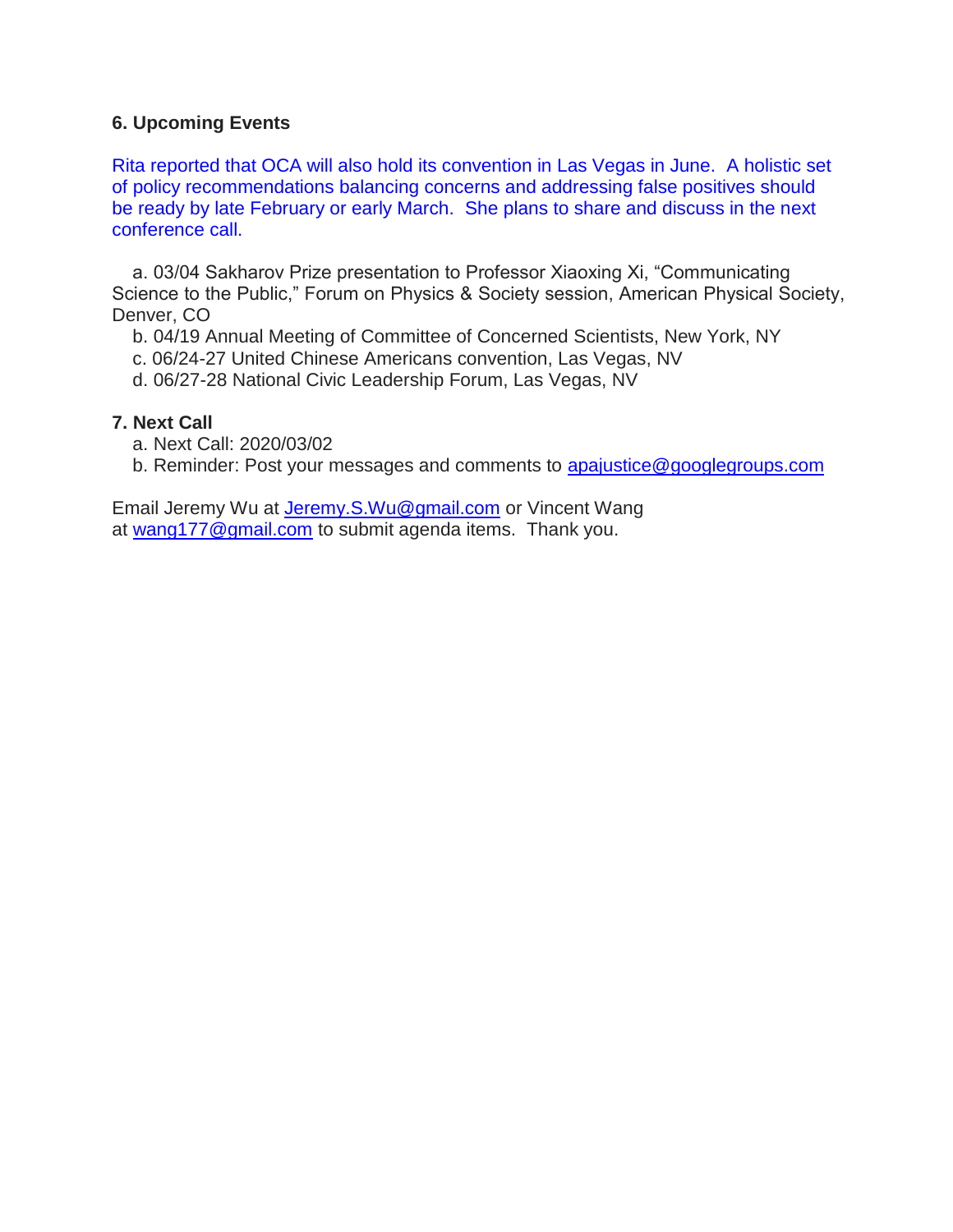**6. Upcoming Events**

Rita reported that OCA will also hold its convention in Las Vegas in June. A holistic set of policy recommendations balancing concerns and addressing false positives should be ready by late February or early March. She plans to share and discuss in the next conference call.

a. 03/04 Sakharov Prize presentation to Professor Xiaoxing Xi, "Communicating Science to the Public," Forum on Physics & Society session, American Physical Society, Denver, CO

b. 04/19 Annual Meeting of Committee of Concerned Scientists, New York, NY

c. 06/24-27 United Chinese Americans convention, Las Vegas, NV

d. 06/27-28 National Civic Leadership Forum, Las Vegas, NV

**7. Next Call**

a. Next Call: 2020/03/02

b. Reminder: Post your messages and comments to apajustice@googlegroups.com

Email Jeremy Wu at Jeremy.S.Wu@gmail.com or Vincent Wang at wang177@gmail.com to submit agenda items. Thank you.